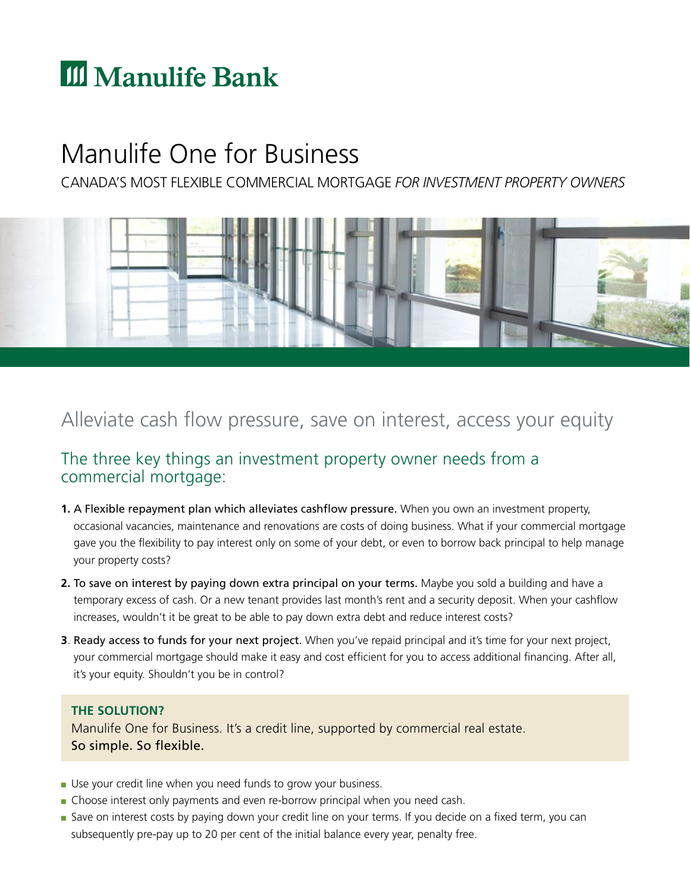# Manulife Bank

# Manulife One for Business

CANADA'S MOST FLEXIBLE COMMERCIAL MORTGAGE *FOR INVESTMENT PROPERTY OWNERS*

## Alleviate cash flow pressure, save on interest, access your equity

### The three key things an investment property owner needs from a commercial mortgage:

1. A Flexible repayment plan which alleviates cashflow pressure. When you own an investment property, occasional vacancies, maintenance and renovations are costs of doing business. What if your commercial mortgage gave you the flexibility to pay interest only on some of your debt, or even to borrow back principal to help manage your property costs?
2. To save on interest by paying down extra principal on your terms. Maybe you sold a building and have a temporary excess of cash. Or a new tenant provides last month's rent and a security deposit. When your cashflow increases, wouldn't it be great to be able to pay down extra debt and reduce interest costs?
3. Ready access to funds for your next project. When you've repaid principal and it's time for your next project, your commercial mortgage should make it easy and cost efficient for you to access additional financing. After all, it's your equity. Shouldn't you be in control?

**THE SOLUTION?**

Manulife One for Business. It's a credit line, supported by commercial real estate.
So simple. So flexible.

- Use your credit line when you need funds to grow your business.
- Choose interest only payments and even re-borrow principal when you need cash.
- Save on interest costs by paying down your credit line on your terms. If you decide on a fixed term, you can subsequently pre-pay up to 20 per cent of the initial balance every year, penalty free.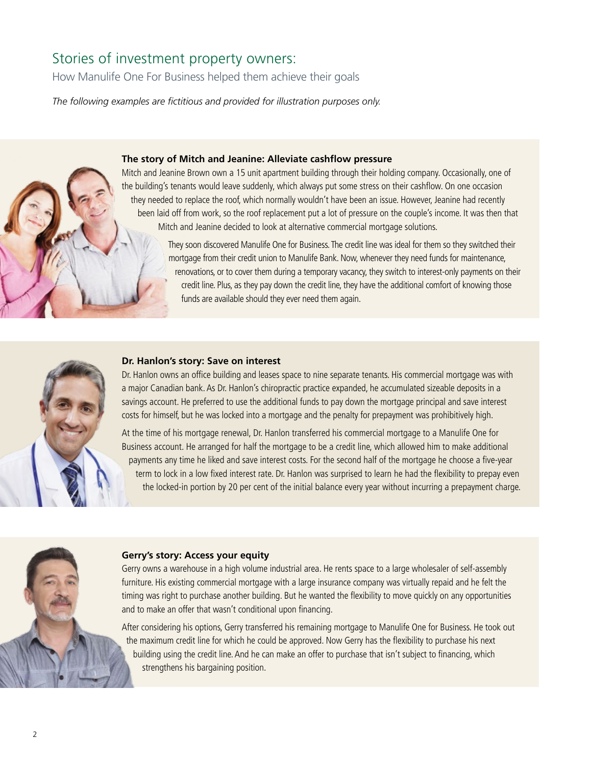## Stories of investment property owners:

How Manulife One For Business helped them achieve their goals

*The following examples are fictitious and provided for illustration purposes only.*

### The story of Mitch and Jeanine: Alleviate cashflow pressure

Mitch and Jeanine Brown own a 15 unit apartment building through their holding company. Occasionally, one of the building's tenants would leave suddenly, which always put some stress on their cashflow. On one occasion they needed to replace the roof, which normally wouldn't have been an issue. However, Jeanine had recently been laid off from work, so the roof replacement put a lot of pressure on the couple's income. It was then that Mitch and Jeanine decided to look at alternative commercial mortgage solutions.

They soon discovered Manulife One for Business. The credit line was ideal for them so they switched their mortgage from their credit union to Manulife Bank. Now, whenever they need funds for maintenance, renovations, or to cover them during a temporary vacancy, they switch to interest-only payments on their credit line. Plus, as they pay down the credit line, they have the additional comfort of knowing those funds are available should they ever need them again.

### Dr. Hanlon's story: Save on interest

Dr. Hanlon owns an office building and leases space to nine separate tenants. His commercial mortgage was with a major Canadian bank. As Dr. Hanlon's chiropractic practice expanded, he accumulated sizeable deposits in a savings account. He preferred to use the additional funds to pay down the mortgage principal and save interest costs for himself, but he was locked into a mortgage and the penalty for prepayment was prohibitively high.

At the time of his mortgage renewal, Dr. Hanlon transferred his commercial mortgage to a Manulife One for Business account. He arranged for half the mortgage to be a credit line, which allowed him to make additional payments any time he liked and save interest costs. For the second half of the mortgage he choose a five-year term to lock in a low fixed interest rate. Dr. Hanlon was surprised to learn he had the flexibility to prepay even the locked-in portion by 20 per cent of the initial balance every year without incurring a prepayment charge.

### Gerry's story: Access your equity

Gerry owns a warehouse in a high volume industrial area. He rents space to a large wholesaler of self-assembly furniture. His existing commercial mortgage with a large insurance company was virtually repaid and he felt the timing was right to purchase another building. But he wanted the flexibility to move quickly on any opportunities and to make an offer that wasn't conditional upon financing.

After considering his options, Gerry transferred his remaining mortgage to Manulife One for Business. He took out the maximum credit line for which he could be approved. Now Gerry has the flexibility to purchase his next building using the credit line. And he can make an offer to purchase that isn't subject to financing, which strengthens his bargaining position.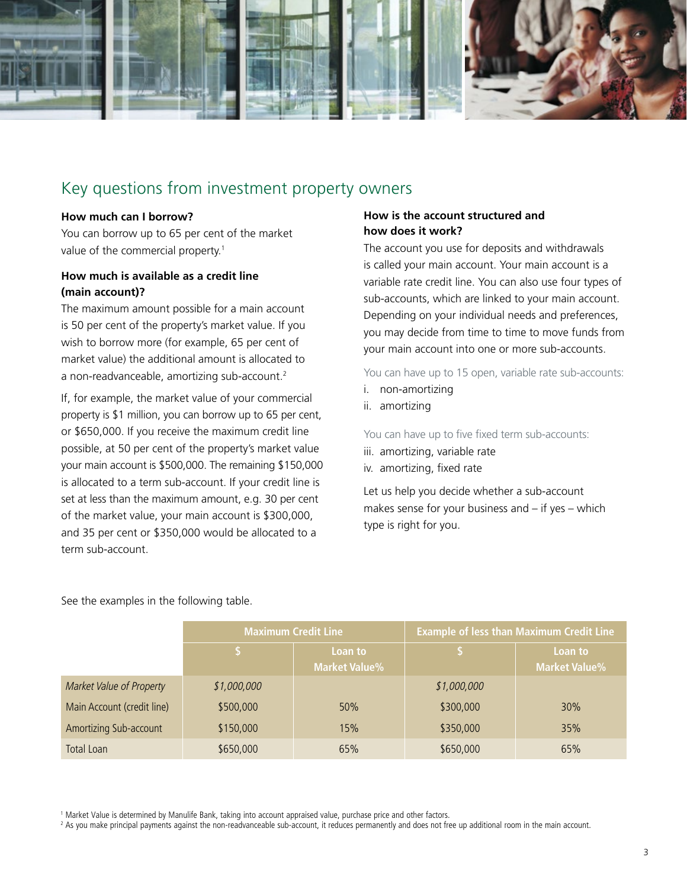## Key questions from investment property owners

**How much can I borrow?**

You can borrow up to 65 per cent of the market value of the commercial property.[1]

**How much is available as a credit line (main account)?**

The maximum amount possible for a main account is 50 per cent of the property's market value. If you wish to borrow more (for example, 65 per cent of market value) the additional amount is allocated to a non-readvanceable, amortizing sub-account.[2]

If, for example, the market value of your commercial property is $1 million, you can borrow up to 65 per cent, or $650,000. If you receive the maximum credit line possible, at 50 per cent of the property's market value your main account is $500,000. The remaining $150,000 is allocated to a term sub-account. If your credit line is set at less than the maximum amount, e.g. 30 per cent of the market value, your main account is $300,000, and 35 per cent or $350,000 would be allocated to a term sub-account.

**How is the account structured and how does it work?**

The account you use for deposits and withdrawals is called your main account. Your main account is a variable rate credit line. You can also use four types of sub-accounts, which are linked to your main account. Depending on your individual needs and preferences, you may decide from time to time to move funds from your main account into one or more sub-accounts.

You can have up to 15 open, variable rate sub-accounts:

i. non-amortizing
ii. amortizing

You can have up to five fixed term sub-accounts:

iii. amortizing, variable rate
iv. amortizing, fixed rate

Let us help you decide whether a sub-account makes sense for your business and – if yes – which type is right for you.

See the examples in the following table.

| | Maximum Credit Line | | Example of less than Maximum Credit Line | |
|---|---|---|---|---|
| | $ | Loan to Market Value% | $ | Loan to Market Value% |
| *Market Value of Property* | *$1,000,000* | | *$1,000,000* | |
| Main Account (credit line) | $500,000 | 50% | $300,000 | 30% |
| Amortizing Sub-account | $150,000 | 15% | $350,000 | 35% |
| Total Loan | $650,000 | 65% | $650,000 | 65% |

[1] Market Value is determined by Manulife Bank, taking into account appraised value, purchase price and other factors.
[2] As you make principal payments against the non-readvanceable sub-account, it reduces permanently and does not free up additional room in the main account.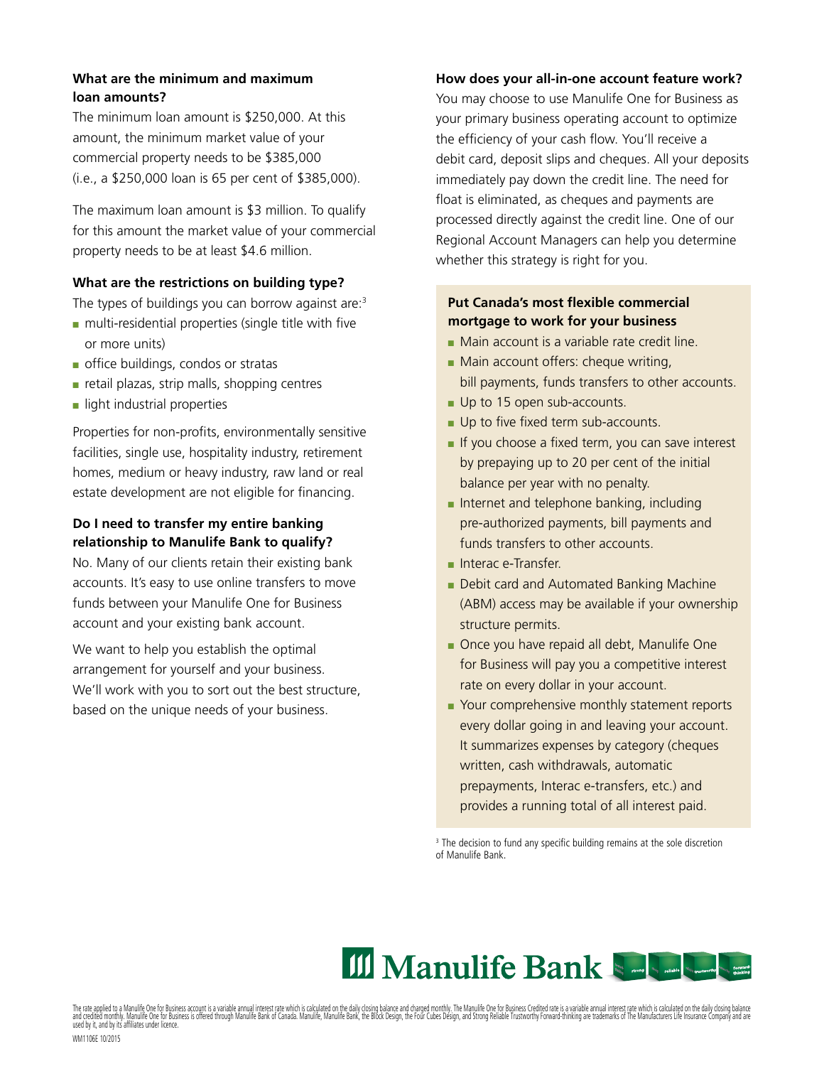### What are the minimum and maximum loan amounts?

The minimum loan amount is $250,000. At this amount, the minimum market value of your commercial property needs to be $385,000 (i.e., a $250,000 loan is 65 per cent of $385,000).

The maximum loan amount is $3 million. To qualify for this amount the market value of your commercial property needs to be at least $4.6 million.

### What are the restrictions on building type?

The types of buildings you can borrow against are:[3]

- multi-residential properties (single title with five or more units)
- office buildings, condos or stratas
- retail plazas, strip malls, shopping centres
- light industrial properties

Properties for non-profits, environmentally sensitive facilities, single use, hospitality industry, retirement homes, medium or heavy industry, raw land or real estate development are not eligible for financing.

### Do I need to transfer my entire banking relationship to Manulife Bank to qualify?

No. Many of our clients retain their existing bank accounts. It's easy to use online transfers to move funds between your Manulife One for Business account and your existing bank account.

We want to help you establish the optimal arrangement for yourself and your business. We'll work with you to sort out the best structure, based on the unique needs of your business.

### How does your all-in-one account feature work?

You may choose to use Manulife One for Business as your primary business operating account to optimize the efficiency of your cash flow. You'll receive a debit card, deposit slips and cheques. All your deposits immediately pay down the credit line. The need for float is eliminated, as cheques and payments are processed directly against the credit line. One of our Regional Account Managers can help you determine whether this strategy is right for you.

### Put Canada's most flexible commercial mortgage to work for your business

- Main account is a variable rate credit line.
- Main account offers: cheque writing, bill payments, funds transfers to other accounts.
- Up to 15 open sub-accounts.
- Up to five fixed term sub-accounts.
- If you choose a fixed term, you can save interest by prepaying up to 20 per cent of the initial balance per year with no penalty.
- Internet and telephone banking, including pre-authorized payments, bill payments and funds transfers to other accounts.
- Interac e-Transfer.
- Debit card and Automated Banking Machine (ABM) access may be available if your ownership structure permits.
- Once you have repaid all debt, Manulife One for Business will pay you a competitive interest rate on every dollar in your account.
- Your comprehensive monthly statement reports every dollar going in and leaving your account. It summarizes expenses by category (cheques written, cash withdrawals, automatic prepayments, Interac e-transfers, etc.) and provides a running total of all interest paid.

[3] The decision to fund any specific building remains at the sole discretion of Manulife Bank.

Manulife Bank

The rate applied to a Manulife One for Business account is a variable annual interest rate which is calculated on the daily closing balance and charged monthly. The Manulife One for Business Credited rate is a variable annual interest rate which is calculated on the daily closing balance and credited monthly. Manulife One for Business is offered through Manulife Bank of Canada. Manulife, Manulife Bank, the Block Design, the Four Cubes Design, and Strong Reliable Trustworthy Forward-thinking are trademarks of The Manufacturers Life Insurance Company and are used by it, and by its affiliates under licence.

WM1106E 10/2015